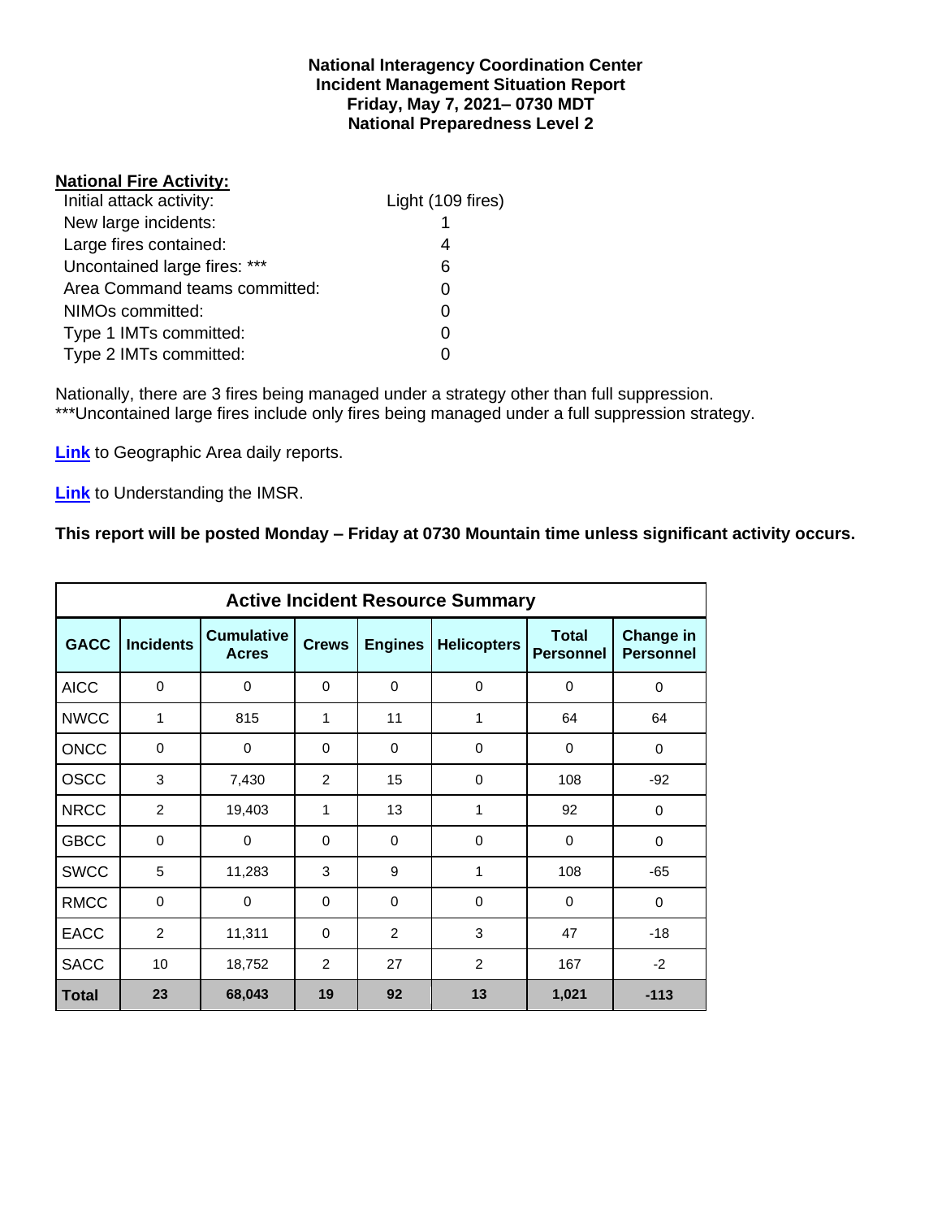**National Interagency Coordination Center**
**Incident Management Situation Report**
**Friday, May 7, 2021– 0730 MDT**
**National Preparedness Level 2**

## National Fire Activity:

| | |
|---|---|
| Initial attack activity: | Light (109 fires) |
| New large incidents: | 1 |
| Large fires contained: | 4 |
| Uncontained large fires: *** | 6 |
| Area Command teams committed: | 0 |
| NIMOs committed: | 0 |
| Type 1 IMTs committed: | 0 |
| Type 2 IMTs committed: | 0 |

Nationally, there are 3 fires being managed under a strategy other than full suppression.
***Uncontained large fires include only fires being managed under a full suppression strategy.

**Link** to Geographic Area daily reports.

**Link** to Understanding the IMSR.

**This report will be posted Monday – Friday at 0730 Mountain time unless significant activity occurs.**

| Active Incident Resource Summary | | | | | | | |
|---|---|---|---|---|---|---|---|
| **GACC** | **Incidents** | **Cumulative Acres** | **Crews** | **Engines** | **Helicopters** | **Total Personnel** | **Change in Personnel** |
| AICC | 0 | 0 | 0 | 0 | 0 | 0 | 0 |
| NWCC | 1 | 815 | 1 | 11 | 1 | 64 | 64 |
| ONCC | 0 | 0 | 0 | 0 | 0 | 0 | 0 |
| OSCC | 3 | 7,430 | 2 | 15 | 0 | 108 | -92 |
| NRCC | 2 | 19,403 | 1 | 13 | 1 | 92 | 0 |
| GBCC | 0 | 0 | 0 | 0 | 0 | 0 | 0 |
| SWCC | 5 | 11,283 | 3 | 9 | 1 | 108 | -65 |
| RMCC | 0 | 0 | 0 | 0 | 0 | 0 | 0 |
| EACC | 2 | 11,311 | 0 | 2 | 3 | 47 | -18 |
| SACC | 10 | 18,752 | 2 | 27 | 2 | 167 | -2 |
| **Total** | **23** | **68,043** | **19** | **92** | **13** | **1,021** | **-113** |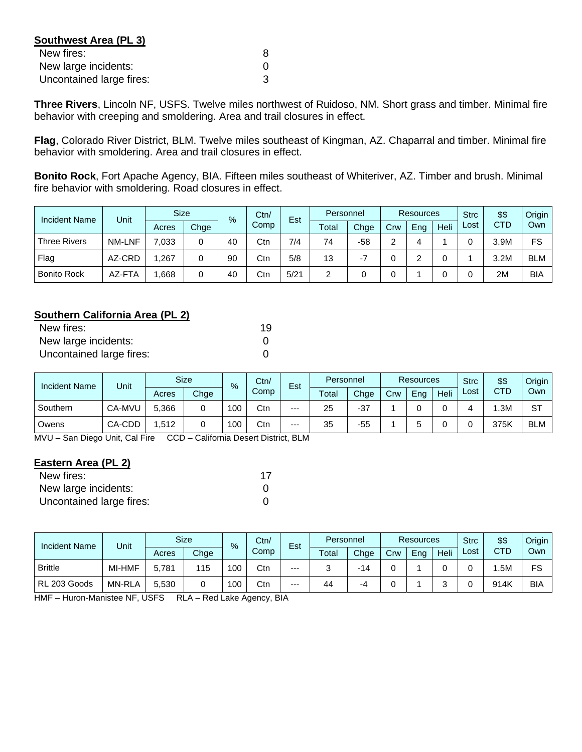**Southwest Area (PL 3)**

| | |
|---|---|
| New fires: | 8 |
| New large incidents: | 0 |
| Uncontained large fires: | 3 |

**Three Rivers**, Lincoln NF, USFS. Twelve miles northwest of Ruidoso, NM. Short grass and timber. Minimal fire behavior with creeping and smoldering. Area and trail closures in effect.

**Flag**, Colorado River District, BLM. Twelve miles southeast of Kingman, AZ. Chaparral and timber. Minimal fire behavior with smoldering. Area and trail closures in effect.

**Bonito Rock**, Fort Apache Agency, BIA. Fifteen miles southeast of Whiteriver, AZ. Timber and brush. Minimal fire behavior with smoldering. Road closures in effect.

| Incident Name | Unit | Size | | % | Ctn/ Comp | Est | Personnel | | Resources | | | Strc Lost | $$ CTD | Origin Own |
|---|---|---|---|---|---|---|---|---|---|---|---|---|---|---|
| | | Acres | Chge | | | | Total | Chge | Crw | Eng | Heli | | | |
| Three Rivers | NM-LNF | 7,033 | 0 | 40 | Ctn | 7/4 | 74 | -58 | 2 | 4 | 1 | 0 | 3.9M | FS |
| Flag | AZ-CRD | 1,267 | 0 | 90 | Ctn | 5/8 | 13 | -7 | 0 | 2 | 0 | 1 | 3.2M | BLM |
| Bonito Rock | AZ-FTA | 1,668 | 0 | 40 | Ctn | 5/21 | 2 | 0 | 0 | 1 | 0 | 0 | 2M | BIA |

**Southern California Area (PL 2)**

| | |
|---|---|
| New fires: | 19 |
| New large incidents: | 0 |
| Uncontained large fires: | 0 |

| Incident Name | Unit | Size | | % | Ctn/ Comp | Est | Personnel | | Resources | | | Strc Lost | $$ CTD | Origin Own |
|---|---|---|---|---|---|---|---|---|---|---|---|---|---|---|
| | | Acres | Chge | | | | Total | Chge | Crw | Eng | Heli | | | |
| Southern | CA-MVU | 5,366 | 0 | 100 | Ctn | --- | 25 | -37 | 1 | 0 | 0 | 4 | 1.3M | ST |
| Owens | CA-CDD | 1,512 | 0 | 100 | Ctn | --- | 35 | -55 | 1 | 5 | 0 | 0 | 375K | BLM |

MVU – San Diego Unit, Cal Fire     CCD – California Desert District, BLM

**Eastern Area (PL 2)**

| | |
|---|---|
| New fires: | 17 |
| New large incidents: | 0 |
| Uncontained large fires: | 0 |

| Incident Name | Unit | Size | | % | Ctn/ Comp | Est | Personnel | | Resources | | | Strc Lost | $$ CTD | Origin Own |
|---|---|---|---|---|---|---|---|---|---|---|---|---|---|---|
| | | Acres | Chge | | | | Total | Chge | Crw | Eng | Heli | | | |
| Brittle | MI-HMF | 5,781 | 115 | 100 | Ctn | --- | 3 | -14 | 0 | 1 | 0 | 0 | 1.5M | FS |
| RL 203 Goods | MN-RLA | 5,530 | 0 | 100 | Ctn | --- | 44 | -4 | 0 | 1 | 3 | 0 | 914K | BIA |

HMF – Huron-Manistee NF, USFS     RLA – Red Lake Agency, BIA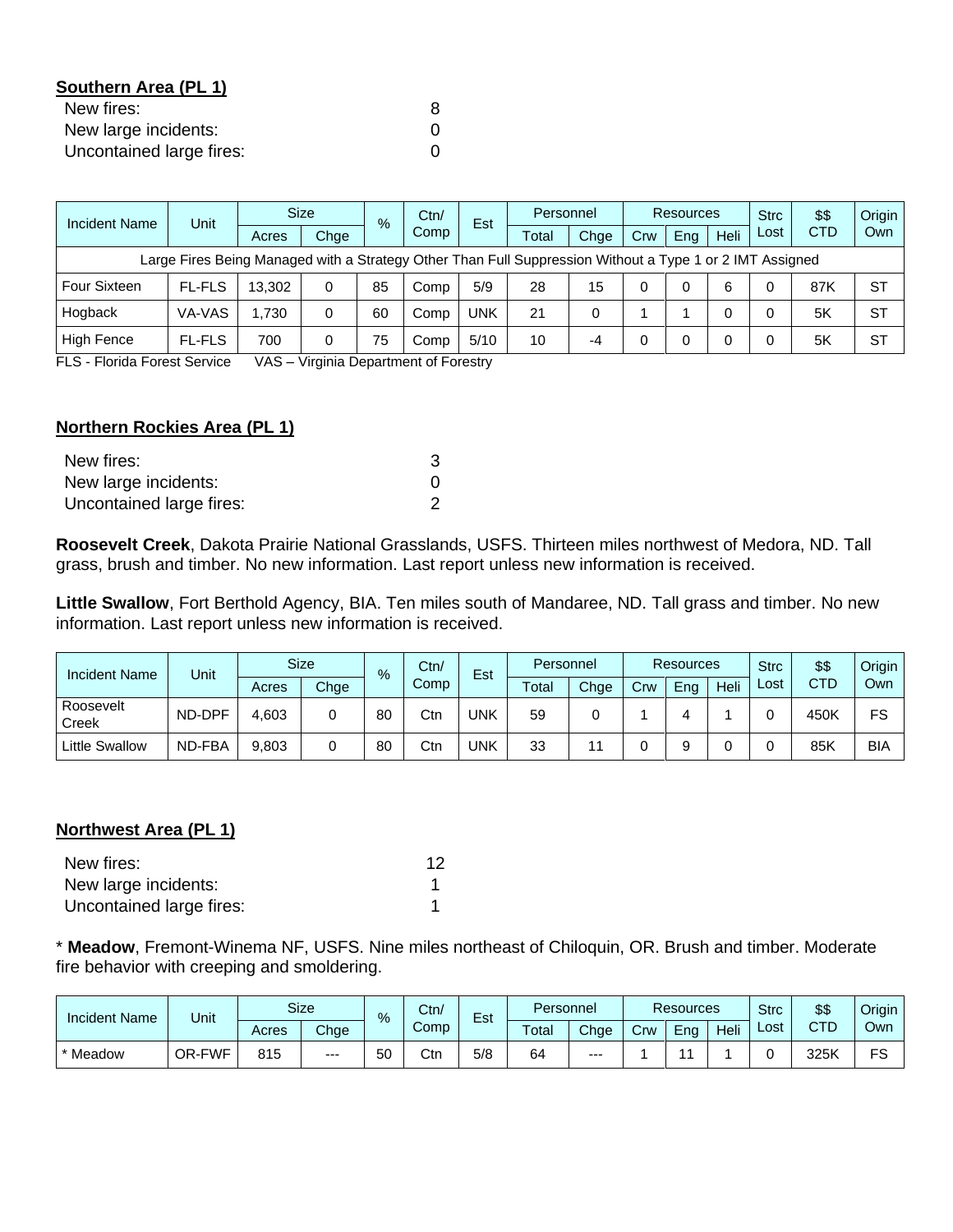**Southern Area (PL 1)**

| | |
|---|---|
| New fires: | 8 |
| New large incidents: | 0 |
| Uncontained large fires: | 0 |

| Incident Name | Unit | Size | | % | Ctn/ Comp | Est | Personnel | | Resources | | | Strc Lost | $$ CTD | Origin Own |
|---|---|---|---|---|---|---|---|---|---|---|---|---|---|---|
| | | Acres | Chge | | | | Total | Chge | Crw | Eng | Heli | | | |
| Large Fires Being Managed with a Strategy Other Than Full Suppression Without a Type 1 or 2 IMT Assigned | | | | | | | | | | | | | | |
| Four Sixteen | FL-FLS | 13,302 | 0 | 85 | Comp | 5/9 | 28 | 15 | 0 | 0 | 6 | 0 | 87K | ST |
| Hogback | VA-VAS | 1,730 | 0 | 60 | Comp | UNK | 21 | 0 | 1 | 1 | 0 | 0 | 5K | ST |
| High Fence | FL-FLS | 700 | 0 | 75 | Comp | 5/10 | 10 | -4 | 0 | 0 | 0 | 0 | 5K | ST |

FLS - Florida Forest Service VAS – Virginia Department of Forestry

**Northern Rockies Area (PL 1)**

| | |
|---|---|
| New fires: | 3 |
| New large incidents: | 0 |
| Uncontained large fires: | 2 |

**Roosevelt Creek**, Dakota Prairie National Grasslands, USFS. Thirteen miles northwest of Medora, ND. Tall grass, brush and timber. No new information. Last report unless new information is received.

**Little Swallow**, Fort Berthold Agency, BIA. Ten miles south of Mandaree, ND. Tall grass and timber. No new information. Last report unless new information is received.

| Incident Name | Unit | Size | | % | Ctn/ Comp | Est | Personnel | | Resources | | | Strc Lost | $$ CTD | Origin Own |
|---|---|---|---|---|---|---|---|---|---|---|---|---|---|---|
| | | Acres | Chge | | | | Total | Chge | Crw | Eng | Heli | | | |
| Roosevelt Creek | ND-DPF | 4,603 | 0 | 80 | Ctn | UNK | 59 | 0 | 1 | 4 | 1 | 0 | 450K | FS |
| Little Swallow | ND-FBA | 9,803 | 0 | 80 | Ctn | UNK | 33 | 11 | 0 | 9 | 0 | 0 | 85K | BIA |

**Northwest Area (PL 1)**

| | |
|---|---|
| New fires: | 12 |
| New large incidents: | 1 |
| Uncontained large fires: | 1 |

* **Meadow**, Fremont-Winema NF, USFS. Nine miles northeast of Chiloquin, OR. Brush and timber. Moderate fire behavior with creeping and smoldering.

| Incident Name | Unit | Size | | % | Ctn/ Comp | Est | Personnel | | Resources | | | Strc Lost | $$ CTD | Origin Own |
|---|---|---|---|---|---|---|---|---|---|---|---|---|---|---|
| | | Acres | Chge | | | | Total | Chge | Crw | Eng | Heli | | | |
| * Meadow | OR-FWF | 815 | --- | 50 | Ctn | 5/8 | 64 | --- | 1 | 11 | 1 | 0 | 325K | FS |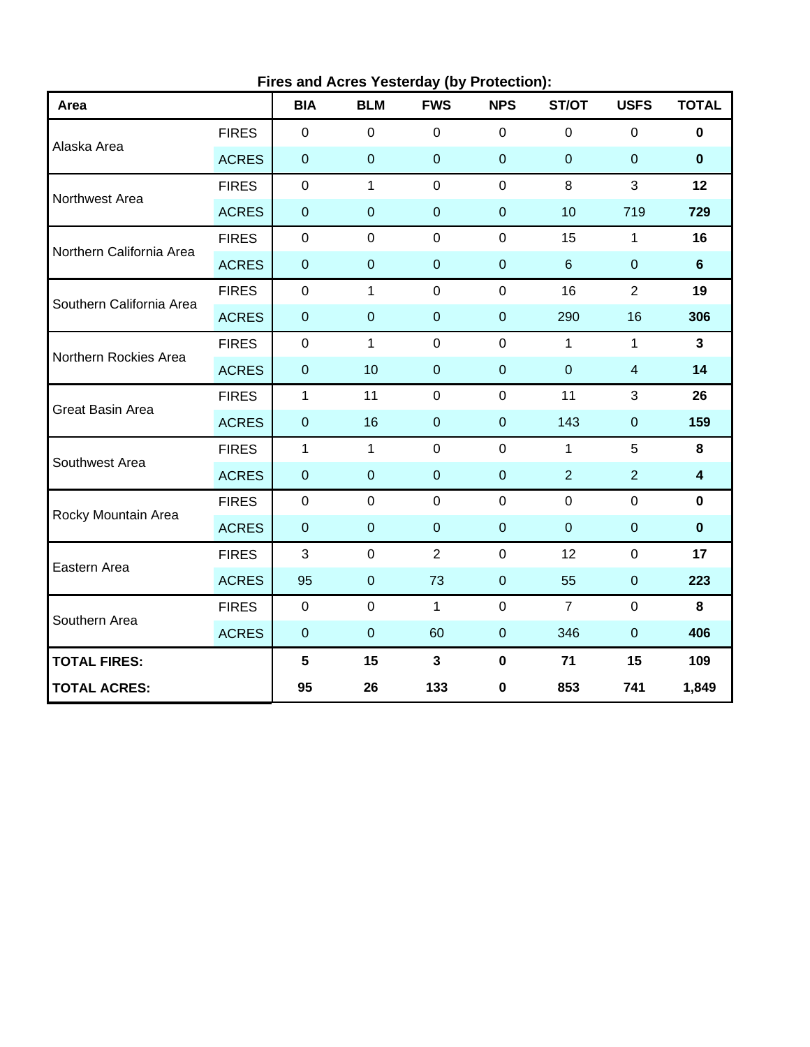**Fires and Acres Yesterday (by Protection):**

| Area | | BIA | BLM | FWS | NPS | ST/OT | USFS | TOTAL |
|---|---|---|---|---|---|---|---|---|
| Alaska Area | FIRES | 0 | 0 | 0 | 0 | 0 | 0 | **0** |
| | ACRES | 0 | 0 | 0 | 0 | 0 | 0 | **0** |
| Northwest Area | FIRES | 0 | 1 | 0 | 0 | 8 | 3 | **12** |
| | ACRES | 0 | 0 | 0 | 0 | 10 | 719 | **729** |
| Northern California Area | FIRES | 0 | 0 | 0 | 0 | 15 | 1 | **16** |
| | ACRES | 0 | 0 | 0 | 0 | 6 | 0 | **6** |
| Southern California Area | FIRES | 0 | 1 | 0 | 0 | 16 | 2 | **19** |
| | ACRES | 0 | 0 | 0 | 0 | 290 | 16 | **306** |
| Northern Rockies Area | FIRES | 0 | 1 | 0 | 0 | 1 | 1 | **3** |
| | ACRES | 0 | 10 | 0 | 0 | 0 | 4 | **14** |
| Great Basin Area | FIRES | 1 | 11 | 0 | 0 | 11 | 3 | **26** |
| | ACRES | 0 | 16 | 0 | 0 | 143 | 0 | **159** |
| Southwest Area | FIRES | 1 | 1 | 0 | 0 | 1 | 5 | **8** |
| | ACRES | 0 | 0 | 0 | 0 | 2 | 2 | **4** |
| Rocky Mountain Area | FIRES | 0 | 0 | 0 | 0 | 0 | 0 | **0** |
| | ACRES | 0 | 0 | 0 | 0 | 0 | 0 | **0** |
| Eastern Area | FIRES | 3 | 0 | 2 | 0 | 12 | 0 | **17** |
| | ACRES | 95 | 0 | 73 | 0 | 55 | 0 | **223** |
| Southern Area | FIRES | 0 | 0 | 1 | 0 | 7 | 0 | **8** |
| | ACRES | 0 | 0 | 60 | 0 | 346 | 0 | **406** |
| **TOTAL FIRES:** | | **5** | **15** | **3** | **0** | **71** | **15** | **109** |
| **TOTAL ACRES:** | | **95** | **26** | **133** | **0** | **853** | **741** | **1,849** |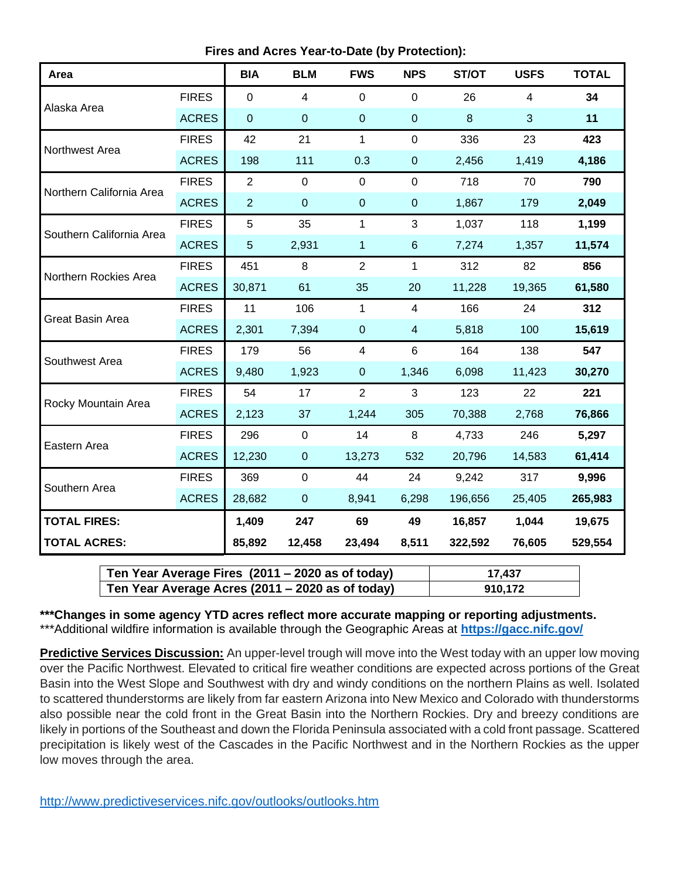**Fires and Acres Year-to-Date (by Protection):**

| Area | | BIA | BLM | FWS | NPS | ST/OT | USFS | TOTAL |
|---|---|---|---|---|---|---|---|---|
| Alaska Area | FIRES | 0 | 4 | 0 | 0 | 26 | 4 | **34** |
| | ACRES | 0 | 0 | 0 | 0 | 8 | 3 | **11** |
| Northwest Area | FIRES | 42 | 21 | 1 | 0 | 336 | 23 | **423** |
| | ACRES | 198 | 111 | 0.3 | 0 | 2,456 | 1,419 | **4,186** |
| Northern California Area | FIRES | 2 | 0 | 0 | 0 | 718 | 70 | **790** |
| | ACRES | 2 | 0 | 0 | 0 | 1,867 | 179 | **2,049** |
| Southern California Area | FIRES | 5 | 35 | 1 | 3 | 1,037 | 118 | **1,199** |
| | ACRES | 5 | 2,931 | 1 | 6 | 7,274 | 1,357 | **11,574** |
| Northern Rockies Area | FIRES | 451 | 8 | 2 | 1 | 312 | 82 | **856** |
| | ACRES | 30,871 | 61 | 35 | 20 | 11,228 | 19,365 | **61,580** |
| Great Basin Area | FIRES | 11 | 106 | 1 | 4 | 166 | 24 | **312** |
| | ACRES | 2,301 | 7,394 | 0 | 4 | 5,818 | 100 | **15,619** |
| Southwest Area | FIRES | 179 | 56 | 4 | 6 | 164 | 138 | **547** |
| | ACRES | 9,480 | 1,923 | 0 | 1,346 | 6,098 | 11,423 | **30,270** |
| Rocky Mountain Area | FIRES | 54 | 17 | 2 | 3 | 123 | 22 | **221** |
| | ACRES | 2,123 | 37 | 1,244 | 305 | 70,388 | 2,768 | **76,866** |
| Eastern Area | FIRES | 296 | 0 | 14 | 8 | 4,733 | 246 | **5,297** |
| | ACRES | 12,230 | 0 | 13,273 | 532 | 20,796 | 14,583 | **61,414** |
| Southern Area | FIRES | 369 | 0 | 44 | 24 | 9,242 | 317 | **9,996** |
| | ACRES | 28,682 | 0 | 8,941 | 6,298 | 196,656 | 25,405 | **265,983** |
| **TOTAL FIRES:** | | **1,409** | **247** | **69** | **49** | **16,857** | **1,044** | **19,675** |
| **TOTAL ACRES:** | | **85,892** | **12,458** | **23,494** | **8,511** | **322,592** | **76,605** | **529,554** |

| Ten Year Average Fires (2011 – 2020 as of today) | 17,437 |
|---|---|
| **Ten Year Average Acres (2011 – 2020 as of today)** | **910,172** |

*****Changes in some agency YTD acres reflect more accurate mapping or reporting adjustments.**
***Additional wildfire information is available through the Geographic Areas at **https://gacc.nifc.gov/**

**Predictive Services Discussion:** An upper-level trough will move into the West today with an upper low moving over the Pacific Northwest. Elevated to critical fire weather conditions are expected across portions of the Great Basin into the West Slope and Southwest with dry and windy conditions on the northern Plains as well. Isolated to scattered thunderstorms are likely from far eastern Arizona into New Mexico and Colorado with thunderstorms also possible near the cold front in the Great Basin into the Northern Rockies. Dry and breezy conditions are likely in portions of the Southeast and down the Florida Peninsula associated with a cold front passage. Scattered precipitation is likely west of the Cascades in the Pacific Northwest and in the Northern Rockies as the upper low moves through the area.

http://www.predictiveservices.nifc.gov/outlooks/outlooks.htm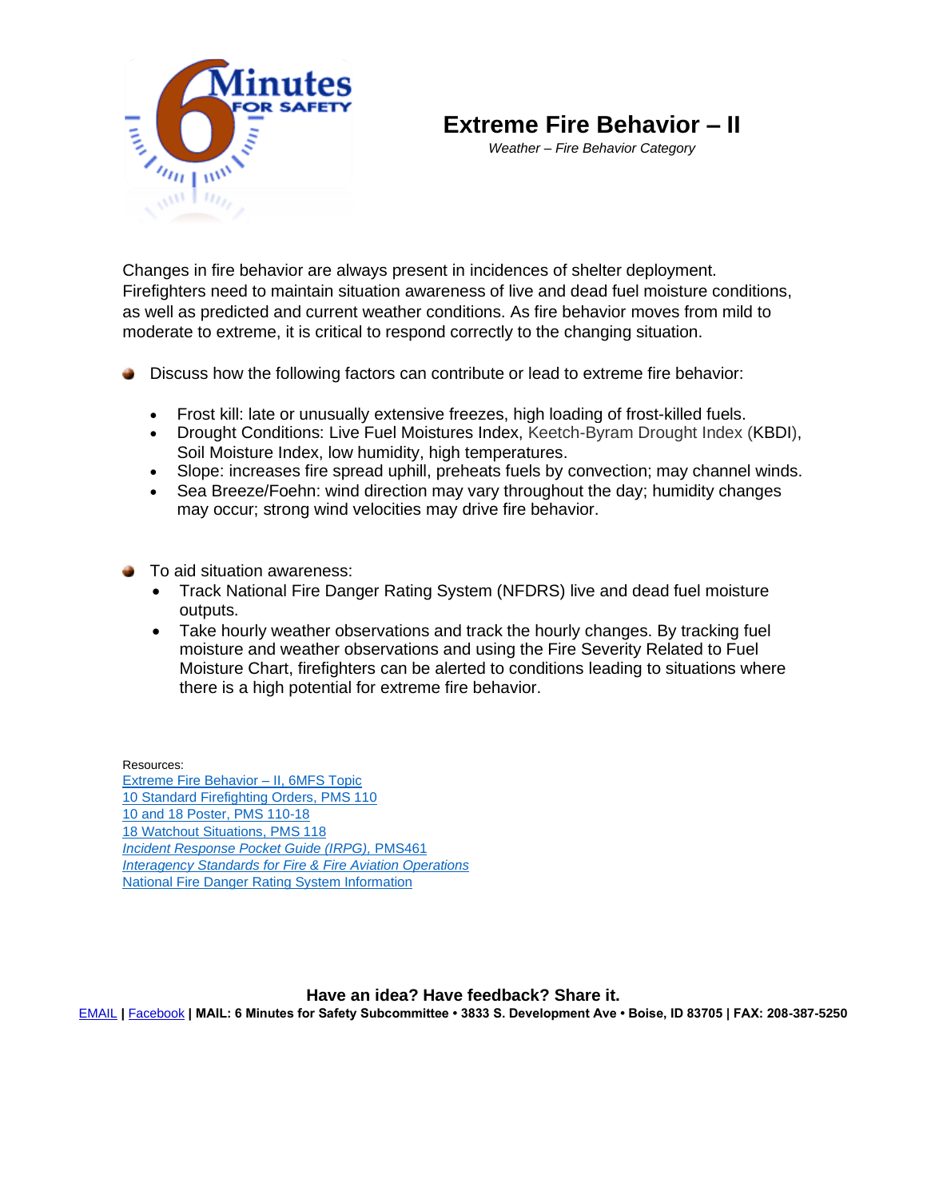# Extreme Fire Behavior – II

*Weather – Fire Behavior Category*

Changes in fire behavior are always present in incidences of shelter deployment. Firefighters need to maintain situation awareness of live and dead fuel moisture conditions, as well as predicted and current weather conditions. As fire behavior moves from mild to moderate to extreme, it is critical to respond correctly to the changing situation.

- Discuss how the following factors can contribute or lead to extreme fire behavior:
  - Frost kill: late or unusually extensive freezes, high loading of frost-killed fuels.
  - Drought Conditions: Live Fuel Moistures Index, Keetch-Byram Drought Index (KBDI), Soil Moisture Index, low humidity, high temperatures.
  - Slope: increases fire spread uphill, preheats fuels by convection; may channel winds.
  - Sea Breeze/Foehn: wind direction may vary throughout the day; humidity changes may occur; strong wind velocities may drive fire behavior.

- To aid situation awareness:
  - Track National Fire Danger Rating System (NFDRS) live and dead fuel moisture outputs.
  - Take hourly weather observations and track the hourly changes. By tracking fuel moisture and weather observations and using the Fire Severity Related to Fuel Moisture Chart, firefighters can be alerted to conditions leading to situations where there is a high potential for extreme fire behavior.

Resources:
Extreme Fire Behavior – II, 6MFS Topic
10 Standard Firefighting Orders, PMS 110
10 and 18 Poster, PMS 110-18
18 Watchout Situations, PMS 118
*Incident Response Pocket Guide (IRPG),* PMS461
*Interagency Standards for Fire & Fire Aviation Operations*
National Fire Danger Rating System Information

**Have an idea? Have feedback? Share it.**

EMAIL | Facebook | **MAIL: 6 Minutes for Safety Subcommittee • 3833 S. Development Ave • Boise, ID 83705 | FAX: 208-387-5250**